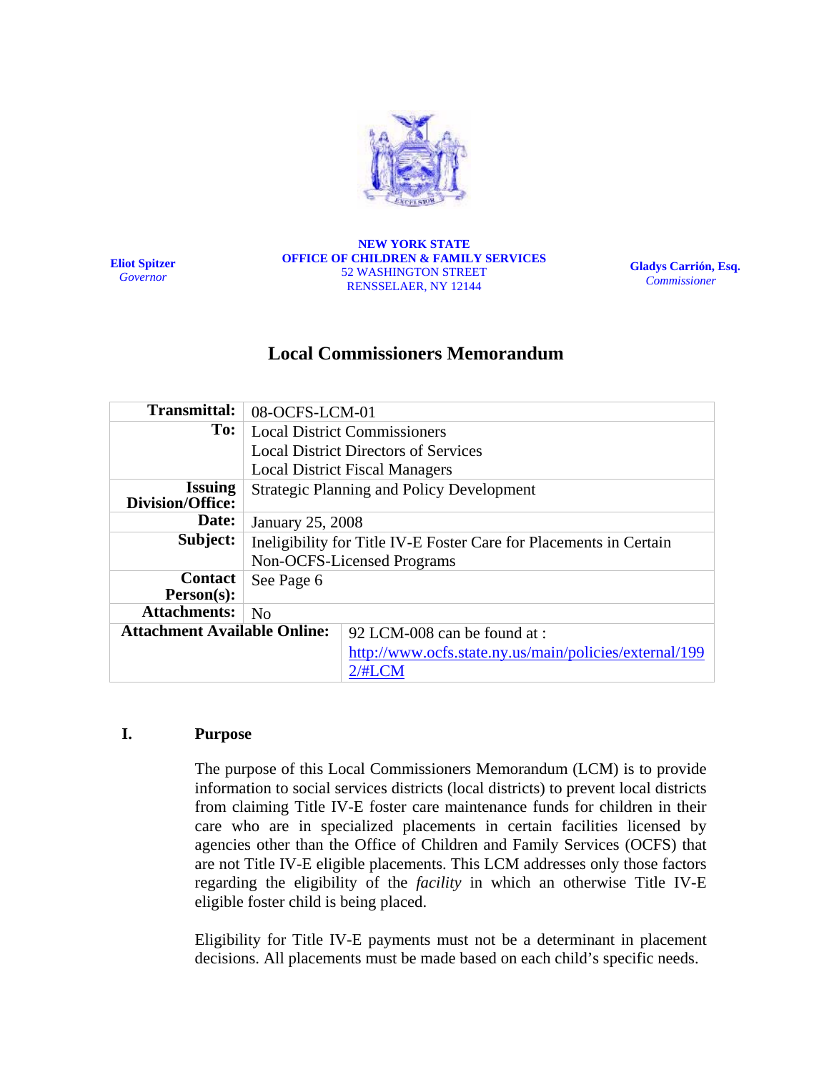**Eliot Spitzer**
*Governor*

**NEW YORK STATE**
**OFFICE OF CHILDREN & FAMILY SERVICES**
52 WASHINGTON STREET
RENSSELAER, NY 12144

**Gladys Carrión, Esq.**
*Commissioner*

# Local Commissioners Memorandum

| | | |
|---|---|---|
| **Transmittal:** | 08-OCFS-LCM-01 | |
| **To:** | Local District Commissioners<br>Local District Directors of Services<br>Local District Fiscal Managers | |
| **Issuing Division/Office:** | Strategic Planning and Policy Development | |
| **Date:** | January 25, 2008 | |
| **Subject:** | Ineligibility for Title IV-E Foster Care for Placements in Certain Non-OCFS-Licensed Programs | |
| **Contact Person(s):** | See Page 6 | |
| **Attachments:** | No | |
| **Attachment Available Online:** | | 92 LCM-008 can be found at : http://www.ocfs.state.ny.us/main/policies/external/1992/#LCM |

## I. Purpose

The purpose of this Local Commissioners Memorandum (LCM) is to provide information to social services districts (local districts) to prevent local districts from claiming Title IV-E foster care maintenance funds for children in their care who are in specialized placements in certain facilities licensed by agencies other than the Office of Children and Family Services (OCFS) that are not Title IV-E eligible placements. This LCM addresses only those factors regarding the eligibility of the *facility* in which an otherwise Title IV-E eligible foster child is being placed.

Eligibility for Title IV-E payments must not be a determinant in placement decisions. All placements must be made based on each child's specific needs.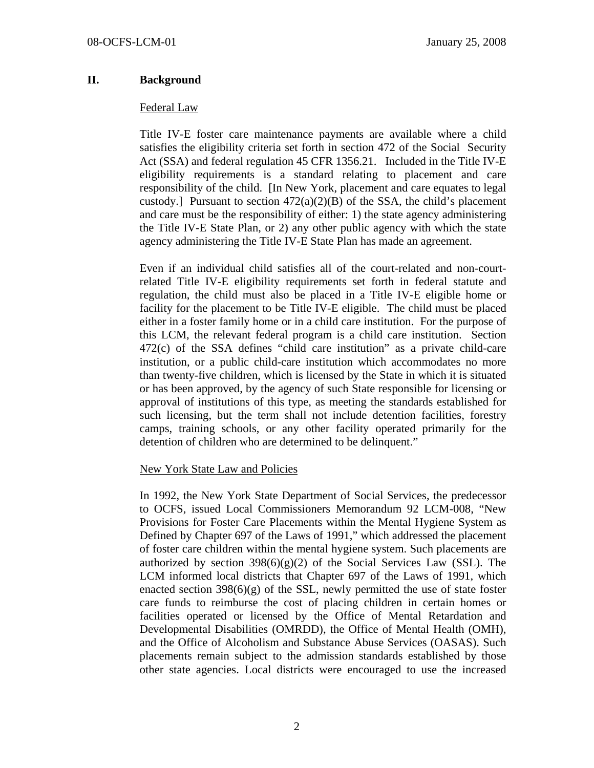## II. Background

Federal Law

Title IV-E foster care maintenance payments are available where a child satisfies the eligibility criteria set forth in section 472 of the Social Security Act (SSA) and federal regulation 45 CFR 1356.21. Included in the Title IV-E eligibility requirements is a standard relating to placement and care responsibility of the child. [In New York, placement and care equates to legal custody.] Pursuant to section 472(a)(2)(B) of the SSA, the child's placement and care must be the responsibility of either: 1) the state agency administering the Title IV-E State Plan, or 2) any other public agency with which the state agency administering the Title IV-E State Plan has made an agreement.

Even if an individual child satisfies all of the court-related and non-court-related Title IV-E eligibility requirements set forth in federal statute and regulation, the child must also be placed in a Title IV-E eligible home or facility for the placement to be Title IV-E eligible. The child must be placed either in a foster family home or in a child care institution. For the purpose of this LCM, the relevant federal program is a child care institution. Section 472(c) of the SSA defines "child care institution" as a private child-care institution, or a public child-care institution which accommodates no more than twenty-five children, which is licensed by the State in which it is situated or has been approved, by the agency of such State responsible for licensing or approval of institutions of this type, as meeting the standards established for such licensing, but the term shall not include detention facilities, forestry camps, training schools, or any other facility operated primarily for the detention of children who are determined to be delinquent."

New York State Law and Policies

In 1992, the New York State Department of Social Services, the predecessor to OCFS, issued Local Commissioners Memorandum 92 LCM-008, "New Provisions for Foster Care Placements within the Mental Hygiene System as Defined by Chapter 697 of the Laws of 1991," which addressed the placement of foster care children within the mental hygiene system. Such placements are authorized by section 398(6)(g)(2) of the Social Services Law (SSL). The LCM informed local districts that Chapter 697 of the Laws of 1991, which enacted section 398(6)(g) of the SSL, newly permitted the use of state foster care funds to reimburse the cost of placing children in certain homes or facilities operated or licensed by the Office of Mental Retardation and Developmental Disabilities (OMRDD), the Office of Mental Health (OMH), and the Office of Alcoholism and Substance Abuse Services (OASAS). Such placements remain subject to the admission standards established by those other state agencies. Local districts were encouraged to use the increased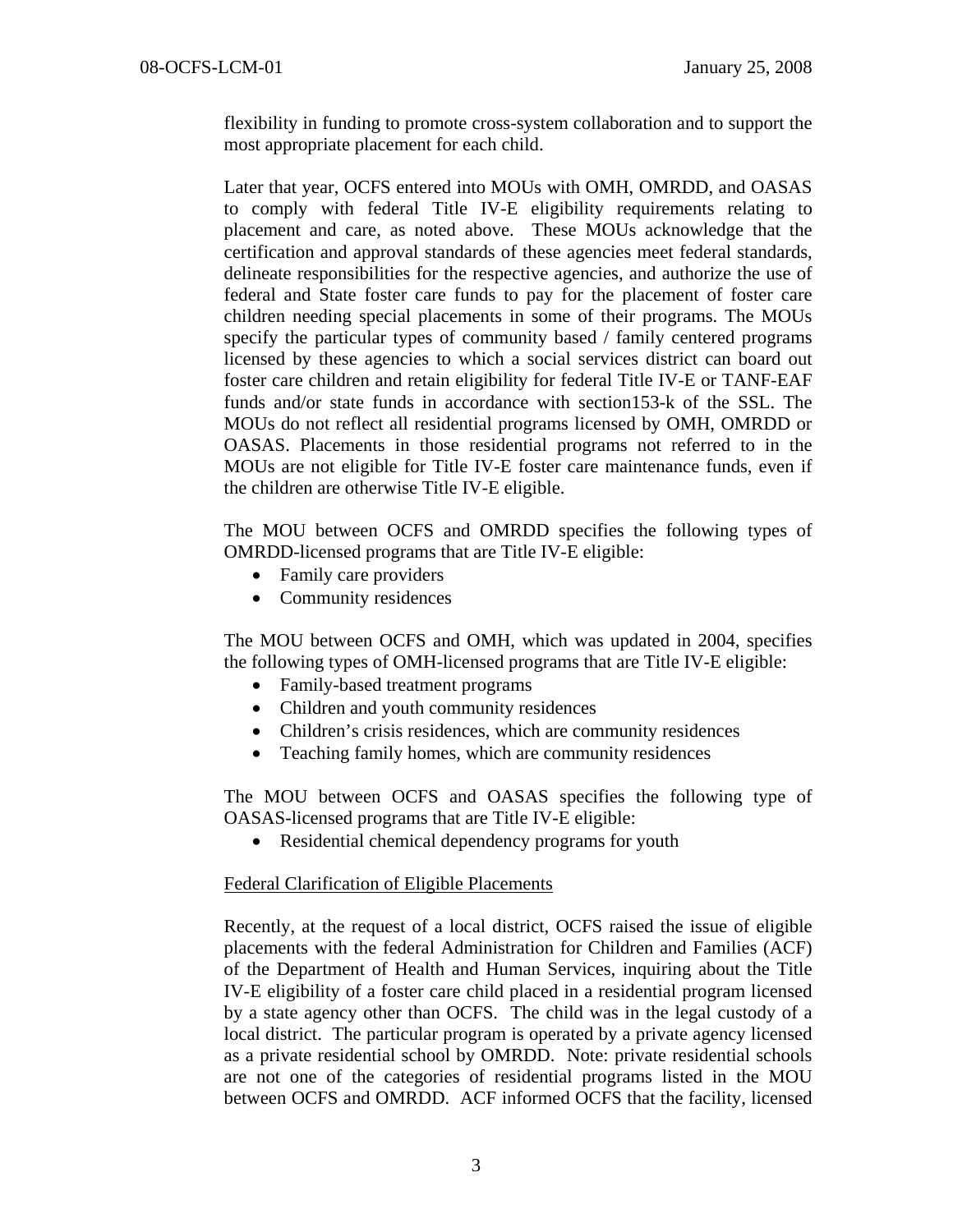flexibility in funding to promote cross-system collaboration and to support the most appropriate placement for each child.

Later that year, OCFS entered into MOUs with OMH, OMRDD, and OASAS to comply with federal Title IV-E eligibility requirements relating to placement and care, as noted above. These MOUs acknowledge that the certification and approval standards of these agencies meet federal standards, delineate responsibilities for the respective agencies, and authorize the use of federal and State foster care funds to pay for the placement of foster care children needing special placements in some of their programs. The MOUs specify the particular types of community based / family centered programs licensed by these agencies to which a social services district can board out foster care children and retain eligibility for federal Title IV-E or TANF-EAF funds and/or state funds in accordance with section153-k of the SSL. The MOUs do not reflect all residential programs licensed by OMH, OMRDD or OASAS. Placements in those residential programs not referred to in the MOUs are not eligible for Title IV-E foster care maintenance funds, even if the children are otherwise Title IV-E eligible.

The MOU between OCFS and OMRDD specifies the following types of OMRDD-licensed programs that are Title IV-E eligible:

- Family care providers
- Community residences

The MOU between OCFS and OMH, which was updated in 2004, specifies the following types of OMH-licensed programs that are Title IV-E eligible:

- Family-based treatment programs
- Children and youth community residences
- Children's crisis residences, which are community residences
- Teaching family homes, which are community residences

The MOU between OCFS and OASAS specifies the following type of OASAS-licensed programs that are Title IV-E eligible:

- Residential chemical dependency programs for youth

<u>Federal Clarification of Eligible Placements</u>

Recently, at the request of a local district, OCFS raised the issue of eligible placements with the federal Administration for Children and Families (ACF) of the Department of Health and Human Services, inquiring about the Title IV-E eligibility of a foster care child placed in a residential program licensed by a state agency other than OCFS. The child was in the legal custody of a local district. The particular program is operated by a private agency licensed as a private residential school by OMRDD. Note: private residential schools are not one of the categories of residential programs listed in the MOU between OCFS and OMRDD. ACF informed OCFS that the facility, licensed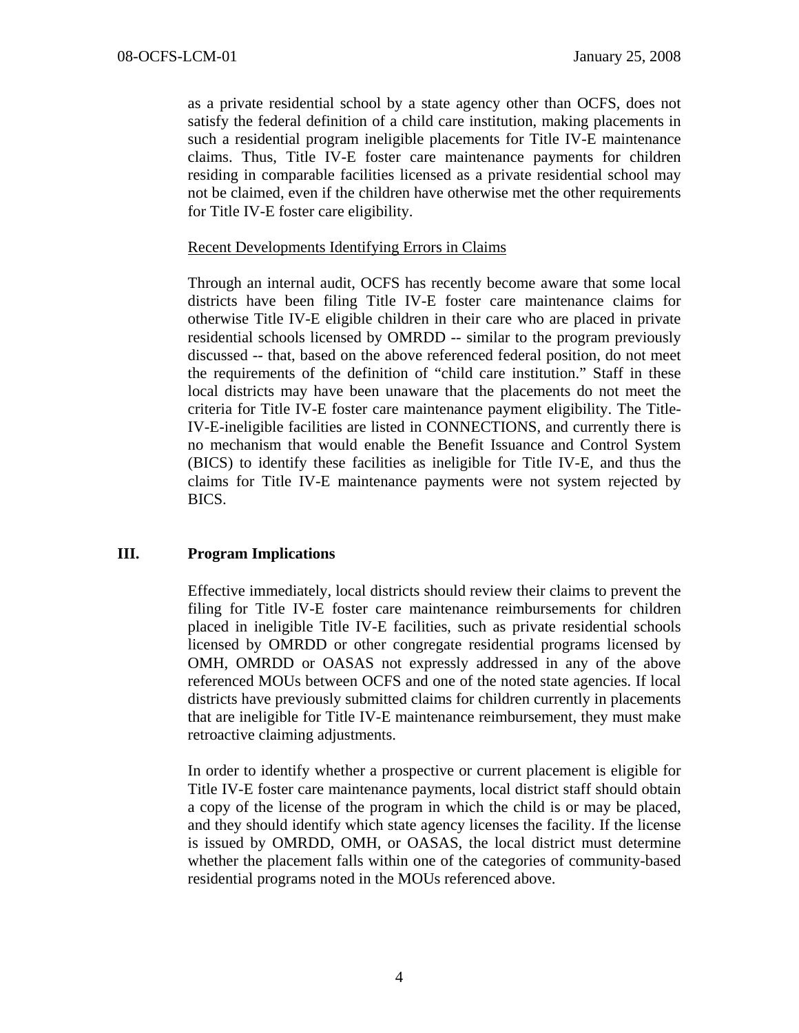as a private residential school by a state agency other than OCFS, does not satisfy the federal definition of a child care institution, making placements in such a residential program ineligible placements for Title IV-E maintenance claims. Thus, Title IV-E foster care maintenance payments for children residing in comparable facilities licensed as a private residential school may not be claimed, even if the children have otherwise met the other requirements for Title IV-E foster care eligibility.

Recent Developments Identifying Errors in Claims

Through an internal audit, OCFS has recently become aware that some local districts have been filing Title IV-E foster care maintenance claims for otherwise Title IV-E eligible children in their care who are placed in private residential schools licensed by OMRDD -- similar to the program previously discussed -- that, based on the above referenced federal position, do not meet the requirements of the definition of "child care institution." Staff in these local districts may have been unaware that the placements do not meet the criteria for Title IV-E foster care maintenance payment eligibility. The Title-IV-E-ineligible facilities are listed in CONNECTIONS, and currently there is no mechanism that would enable the Benefit Issuance and Control System (BICS) to identify these facilities as ineligible for Title IV-E, and thus the claims for Title IV-E maintenance payments were not system rejected by BICS.

## III. Program Implications

Effective immediately, local districts should review their claims to prevent the filing for Title IV-E foster care maintenance reimbursements for children placed in ineligible Title IV-E facilities, such as private residential schools licensed by OMRDD or other congregate residential programs licensed by OMH, OMRDD or OASAS not expressly addressed in any of the above referenced MOUs between OCFS and one of the noted state agencies. If local districts have previously submitted claims for children currently in placements that are ineligible for Title IV-E maintenance reimbursement, they must make retroactive claiming adjustments.

In order to identify whether a prospective or current placement is eligible for Title IV-E foster care maintenance payments, local district staff should obtain a copy of the license of the program in which the child is or may be placed, and they should identify which state agency licenses the facility. If the license is issued by OMRDD, OMH, or OASAS, the local district must determine whether the placement falls within one of the categories of community-based residential programs noted in the MOUs referenced above.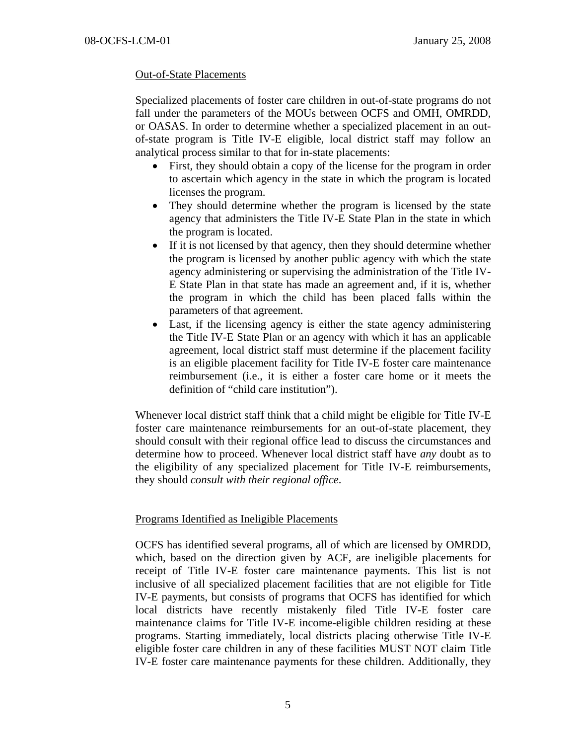Out-of-State Placements

Specialized placements of foster care children in out-of-state programs do not fall under the parameters of the MOUs between OCFS and OMH, OMRDD, or OASAS. In order to determine whether a specialized placement in an out-of-state program is Title IV-E eligible, local district staff may follow an analytical process similar to that for in-state placements:

- First, they should obtain a copy of the license for the program in order to ascertain which agency in the state in which the program is located licenses the program.
- They should determine whether the program is licensed by the state agency that administers the Title IV-E State Plan in the state in which the program is located.
- If it is not licensed by that agency, then they should determine whether the program is licensed by another public agency with which the state agency administering or supervising the administration of the Title IV-E State Plan in that state has made an agreement and, if it is, whether the program in which the child has been placed falls within the parameters of that agreement.
- Last, if the licensing agency is either the state agency administering the Title IV-E State Plan or an agency with which it has an applicable agreement, local district staff must determine if the placement facility is an eligible placement facility for Title IV-E foster care maintenance reimbursement (i.e., it is either a foster care home or it meets the definition of "child care institution").

Whenever local district staff think that a child might be eligible for Title IV-E foster care maintenance reimbursements for an out-of-state placement, they should consult with their regional office lead to discuss the circumstances and determine how to proceed. Whenever local district staff have *any* doubt as to the eligibility of any specialized placement for Title IV-E reimbursements, they should *consult with their regional office*.

Programs Identified as Ineligible Placements

OCFS has identified several programs, all of which are licensed by OMRDD, which, based on the direction given by ACF, are ineligible placements for receipt of Title IV-E foster care maintenance payments. This list is not inclusive of all specialized placement facilities that are not eligible for Title IV-E payments, but consists of programs that OCFS has identified for which local districts have recently mistakenly filed Title IV-E foster care maintenance claims for Title IV-E income-eligible children residing at these programs. Starting immediately, local districts placing otherwise Title IV-E eligible foster care children in any of these facilities MUST NOT claim Title IV-E foster care maintenance payments for these children. Additionally, they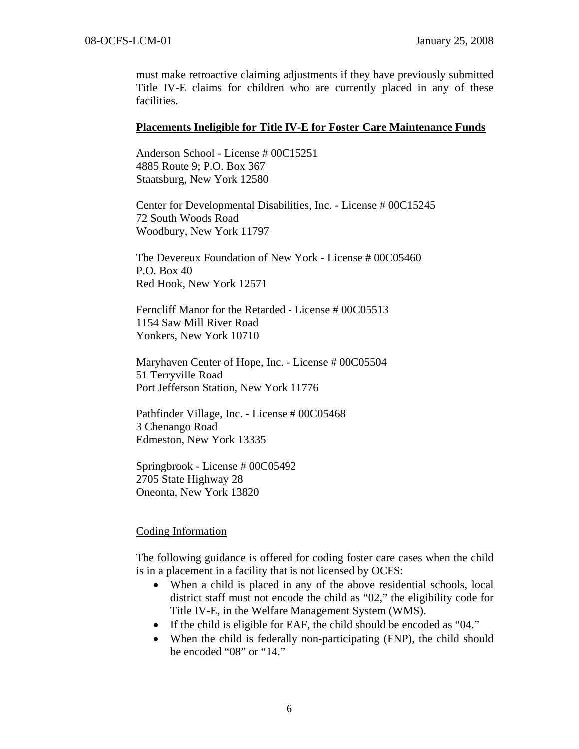must make retroactive claiming adjustments if they have previously submitted Title IV-E claims for children who are currently placed in any of these facilities.

**Placements Ineligible for Title IV-E for Foster Care Maintenance Funds**

Anderson School - License # 00C15251
4885 Route 9; P.O. Box 367
Staatsburg, New York 12580

Center for Developmental Disabilities, Inc. - License # 00C15245
72 South Woods Road
Woodbury, New York 11797

The Devereux Foundation of New York - License # 00C05460
P.O. Box 40
Red Hook, New York 12571

Ferncliff Manor for the Retarded - License # 00C05513
1154 Saw Mill River Road
Yonkers, New York 10710

Maryhaven Center of Hope, Inc. - License # 00C05504
51 Terryville Road
Port Jefferson Station, New York 11776

Pathfinder Village, Inc. - License # 00C05468
3 Chenango Road
Edmeston, New York 13335

Springbrook - License # 00C05492
2705 State Highway 28
Oneonta, New York 13820

Coding Information

The following guidance is offered for coding foster care cases when the child is in a placement in a facility that is not licensed by OCFS:

- When a child is placed in any of the above residential schools, local district staff must not encode the child as "02," the eligibility code for Title IV-E, in the Welfare Management System (WMS).
- If the child is eligible for EAF, the child should be encoded as "04."
- When the child is federally non-participating (FNP), the child should be encoded "08" or "14."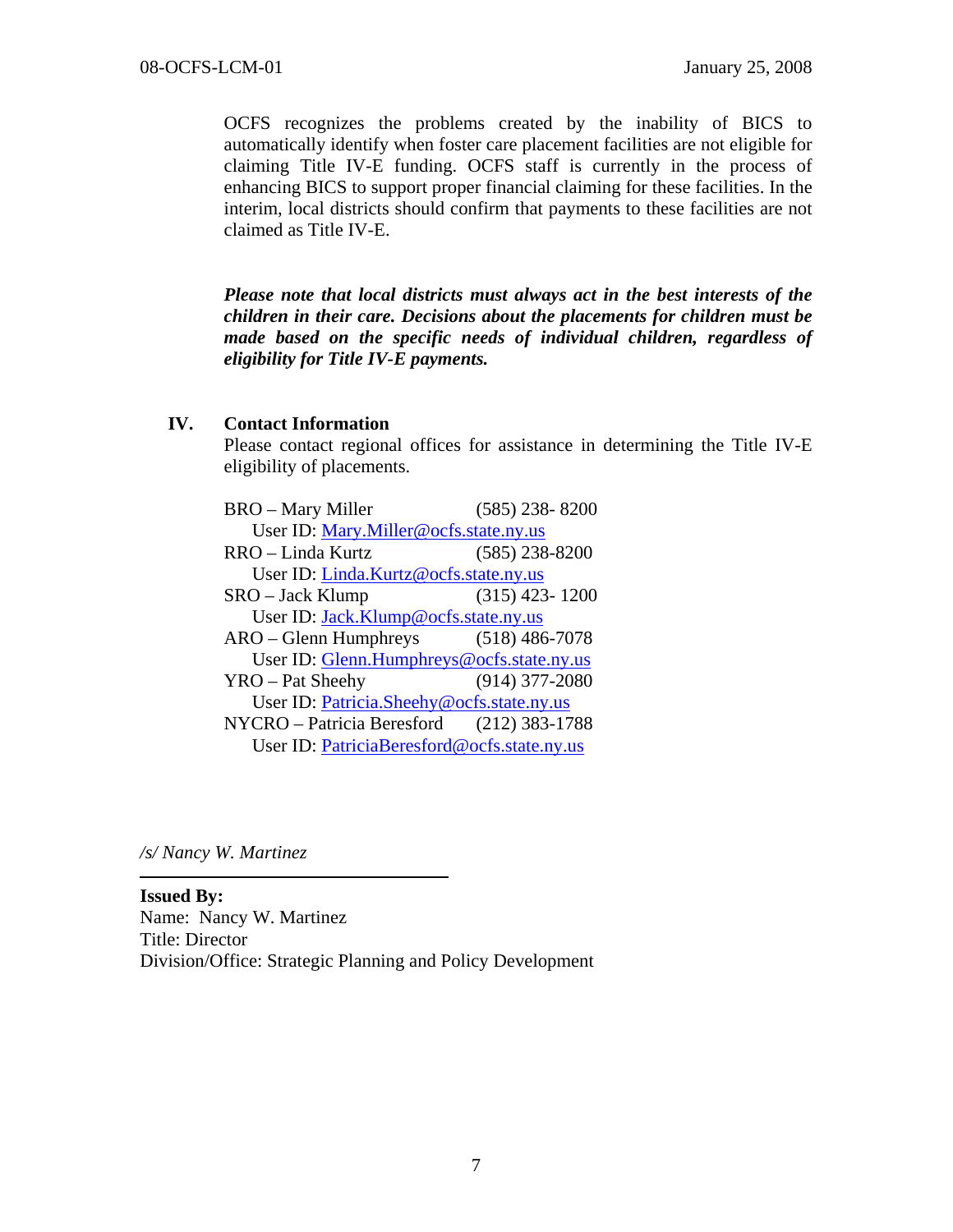OCFS recognizes the problems created by the inability of BICS to automatically identify when foster care placement facilities are not eligible for claiming Title IV-E funding. OCFS staff is currently in the process of enhancing BICS to support proper financial claiming for these facilities. In the interim, local districts should confirm that payments to these facilities are not claimed as Title IV-E.

***Please note that local districts must always act in the best interests of the children in their care. Decisions about the placements for children must be made based on the specific needs of individual children, regardless of eligibility for Title IV-E payments.***

## IV. Contact Information

Please contact regional offices for assistance in determining the Title IV-E eligibility of placements.

BRO – Mary Miller (585) 238- 8200
User ID: Mary.Miller@ocfs.state.ny.us

RRO – Linda Kurtz (585) 238-8200
User ID: Linda.Kurtz@ocfs.state.ny.us

SRO – Jack Klump (315) 423- 1200
User ID: Jack.Klump@ocfs.state.ny.us

ARO – Glenn Humphreys (518) 486-7078
User ID: Glenn.Humphreys@ocfs.state.ny.us

YRO – Pat Sheehy (914) 377-2080
User ID: Patricia.Sheehy@ocfs.state.ny.us

NYCRO – Patricia Beresford (212) 383-1788
User ID: PatriciaBeresford@ocfs.state.ny.us

*/s/ Nancy W. Martinez*

**Issued By:**
Name: Nancy W. Martinez
Title: Director
Division/Office: Strategic Planning and Policy Development